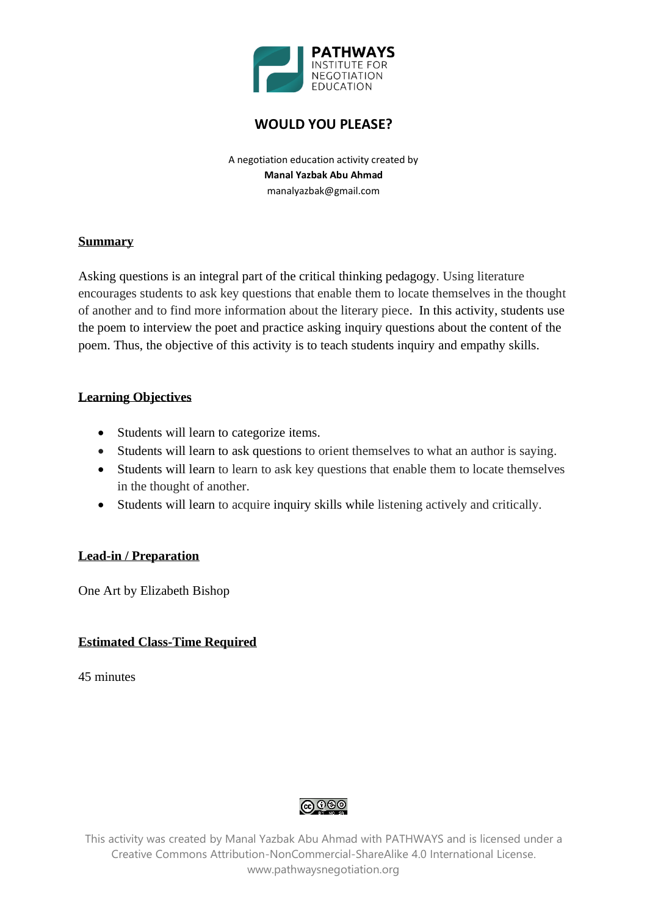PATHWAYS
INSTITUTE FOR
NEGOTIATION
EDUCATION

# WOULD YOU PLEASE?

A negotiation education activity created by
**Manal Yazbak Abu Ahmad**
manalyazbak@gmail.com

## Summary

Asking questions is an integral part of the critical thinking pedagogy. Using literature encourages students to ask key questions that enable them to locate themselves in the thought of another and to find more information about the literary piece. In this activity, students use the poem to interview the poet and practice asking inquiry questions about the content of the poem. Thus, the objective of this activity is to teach students inquiry and empathy skills.

## Learning Objectives

- Students will learn to categorize items.
- Students will learn to ask questions to orient themselves to what an author is saying.
- Students will learn to learn to ask key questions that enable them to locate themselves in the thought of another.
- Students will learn to acquire inquiry skills while listening actively and critically.

## Lead-in / Preparation

One Art by Elizabeth Bishop

## Estimated Class-Time Required

45 minutes

This activity was created by Manal Yazbak Abu Ahmad with PATHWAYS and is licensed under a Creative Commons Attribution-NonCommercial-ShareAlike 4.0 International License.
www.pathwaysnegotiation.org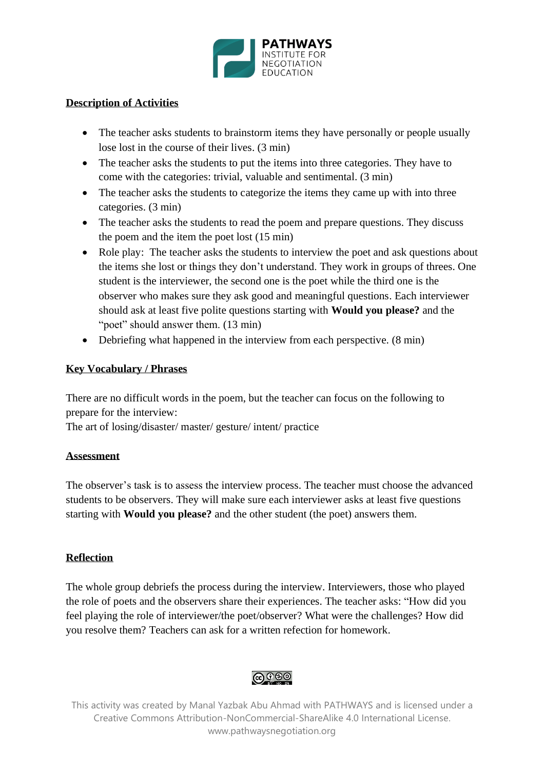**Description of Activities**

- The teacher asks students to brainstorm items they have personally or people usually lose lost in the course of their lives. (3 min)
- The teacher asks the students to put the items into three categories. They have to come with the categories: trivial, valuable and sentimental. (3 min)
- The teacher asks the students to categorize the items they came up with into three categories. (3 min)
- The teacher asks the students to read the poem and prepare questions. They discuss the poem and the item the poet lost (15 min)
- Role play: The teacher asks the students to interview the poet and ask questions about the items she lost or things they don't understand. They work in groups of threes. One student is the interviewer, the second one is the poet while the third one is the observer who makes sure they ask good and meaningful questions. Each interviewer should ask at least five polite questions starting with **Would you please?** and the "poet" should answer them. (13 min)
- Debriefing what happened in the interview from each perspective. (8 min)

**Key Vocabulary / Phrases**

There are no difficult words in the poem, but the teacher can focus on the following to prepare for the interview:
The art of losing/disaster/ master/ gesture/ intent/ practice

**Assessment**

The observer's task is to assess the interview process. The teacher must choose the advanced students to be observers. They will make sure each interviewer asks at least five questions starting with **Would you please?** and the other student (the poet) answers them.

**Reflection**

The whole group debriefs the process during the interview. Interviewers, those who played the role of poets and the observers share their experiences. The teacher asks: "How did you feel playing the role of interviewer/the poet/observer? What were the challenges? How did you resolve them? Teachers can ask for a written refection for homework.

This activity was created by Manal Yazbak Abu Ahmad with PATHWAYS and is licensed under a Creative Commons Attribution-NonCommercial-ShareAlike 4.0 International License.
www.pathwaysnegotiation.org